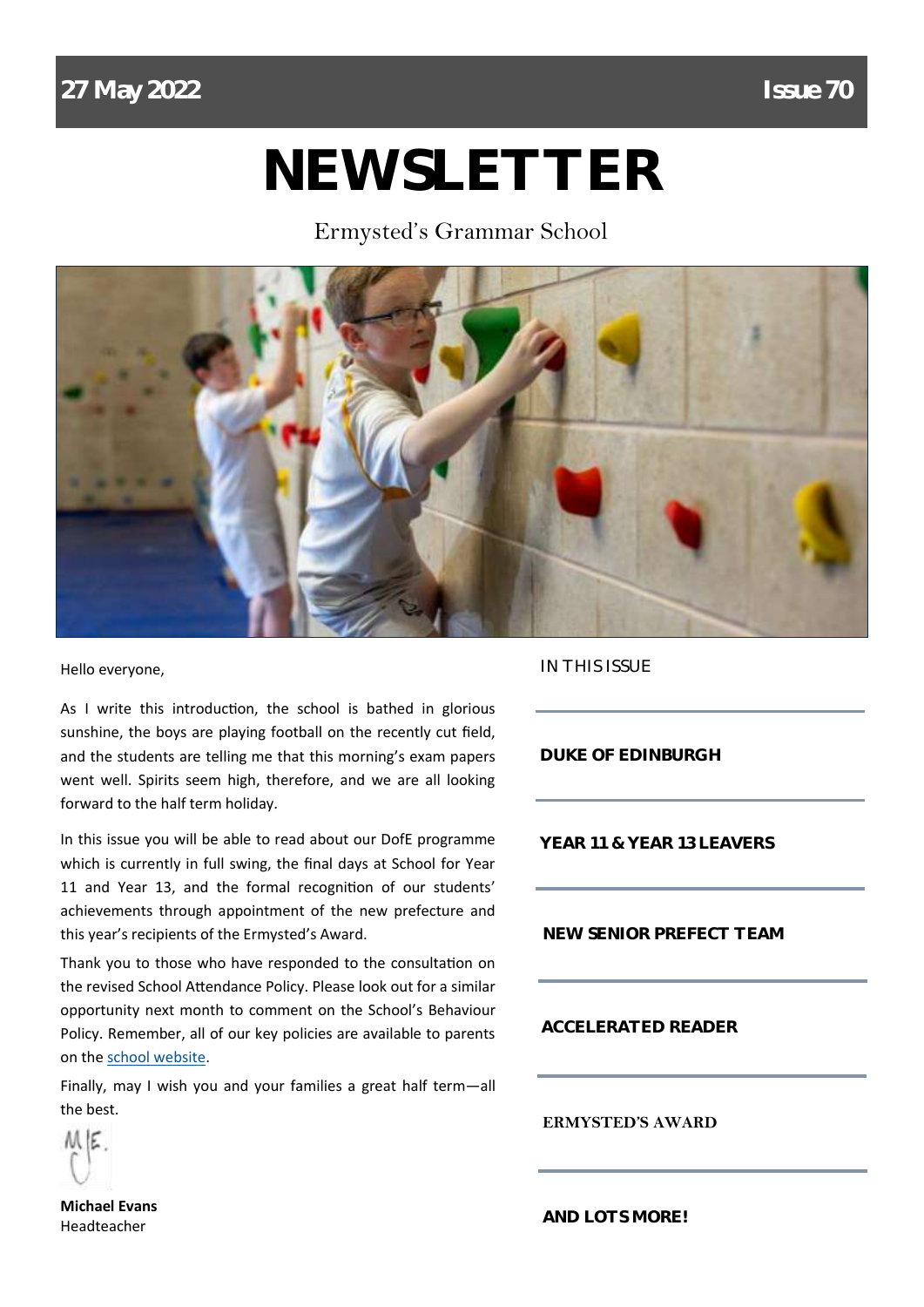27 May 2022 Issue 70

# NEWSLETTER

Ermysted's Grammar School

Hello everyone,

As I write this introduction, the school is bathed in glorious sunshine, the boys are playing football on the recently cut field, and the students are telling me that this morning's exam papers went well. Spirits seem high, therefore, and we are all looking forward to the half term holiday.

In this issue you will be able to read about our DofE programme which is currently in full swing, the final days at School for Year 11 and Year 13, and the formal recognition of our students' achievements through appointment of the new prefecture and this year's recipients of the Ermysted's Award.

Thank you to those who have responded to the consultation on the revised School Attendance Policy. Please look out for a similar opportunity next month to comment on the School's Behaviour Policy. Remember, all of our key policies are available to parents on the school website.

Finally, may I wish you and your families a great half term—all the best.

**Michael Evans**
Headteacher

## IN THIS ISSUE

**DUKE OF EDINBURGH**

**YEAR 11 & YEAR 13 LEAVERS**

**NEW SENIOR PREFECT TEAM**

**ACCELERATED READER**

**ERMYSTED'S AWARD**

**AND LOTS MORE!**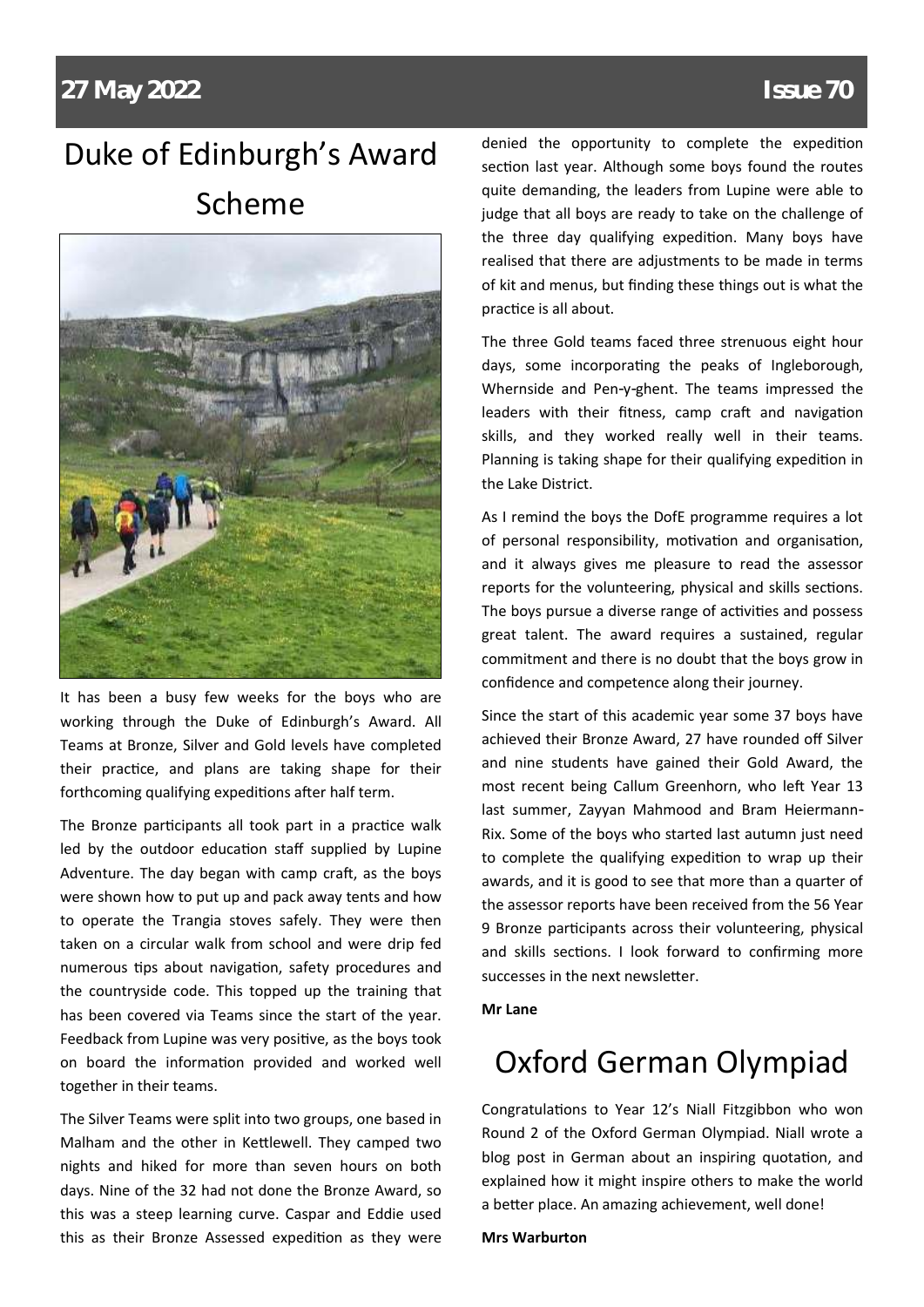# Duke of Edinburgh's Award Scheme

It has been a busy few weeks for the boys who are working through the Duke of Edinburgh's Award. All Teams at Bronze, Silver and Gold levels have completed their practice, and plans are taking shape for their forthcoming qualifying expeditions after half term.

The Bronze participants all took part in a practice walk led by the outdoor education staff supplied by Lupine Adventure. The day began with camp craft, as the boys were shown how to put up and pack away tents and how to operate the Trangia stoves safely. They were then taken on a circular walk from school and were drip fed numerous tips about navigation, safety procedures and the countryside code. This topped up the training that has been covered via Teams since the start of the year. Feedback from Lupine was very positive, as the boys took on board the information provided and worked well together in their teams.

The Silver Teams were split into two groups, one based in Malham and the other in Kettlewell. They camped two nights and hiked for more than seven hours on both days. Nine of the 32 had not done the Bronze Award, so this was a steep learning curve. Caspar and Eddie used this as their Bronze Assessed expedition as they were denied the opportunity to complete the expedition section last year. Although some boys found the routes quite demanding, the leaders from Lupine were able to judge that all boys are ready to take on the challenge of the three day qualifying expedition. Many boys have realised that there are adjustments to be made in terms of kit and menus, but finding these things out is what the practice is all about.

The three Gold teams faced three strenuous eight hour days, some incorporating the peaks of Ingleborough, Whernside and Pen-y-ghent. The teams impressed the leaders with their fitness, camp craft and navigation skills, and they worked really well in their teams. Planning is taking shape for their qualifying expedition in the Lake District.

As I remind the boys the DofE programme requires a lot of personal responsibility, motivation and organisation, and it always gives me pleasure to read the assessor reports for the volunteering, physical and skills sections. The boys pursue a diverse range of activities and possess great talent. The award requires a sustained, regular commitment and there is no doubt that the boys grow in confidence and competence along their journey.

Since the start of this academic year some 37 boys have achieved their Bronze Award, 27 have rounded off Silver and nine students have gained their Gold Award, the most recent being Callum Greenhorn, who left Year 13 last summer, Zayyan Mahmood and Bram Heiermann-Rix. Some of the boys who started last autumn just need to complete the qualifying expedition to wrap up their awards, and it is good to see that more than a quarter of the assessor reports have been received from the 56 Year 9 Bronze participants across their volunteering, physical and skills sections. I look forward to confirming more successes in the next newsletter.

**Mr Lane**

# Oxford German Olympiad

Congratulations to Year 12's Niall Fitzgibbon who won Round 2 of the Oxford German Olympiad. Niall wrote a blog post in German about an inspiring quotation, and explained how it might inspire others to make the world a better place. An amazing achievement, well done!

**Mrs Warburton**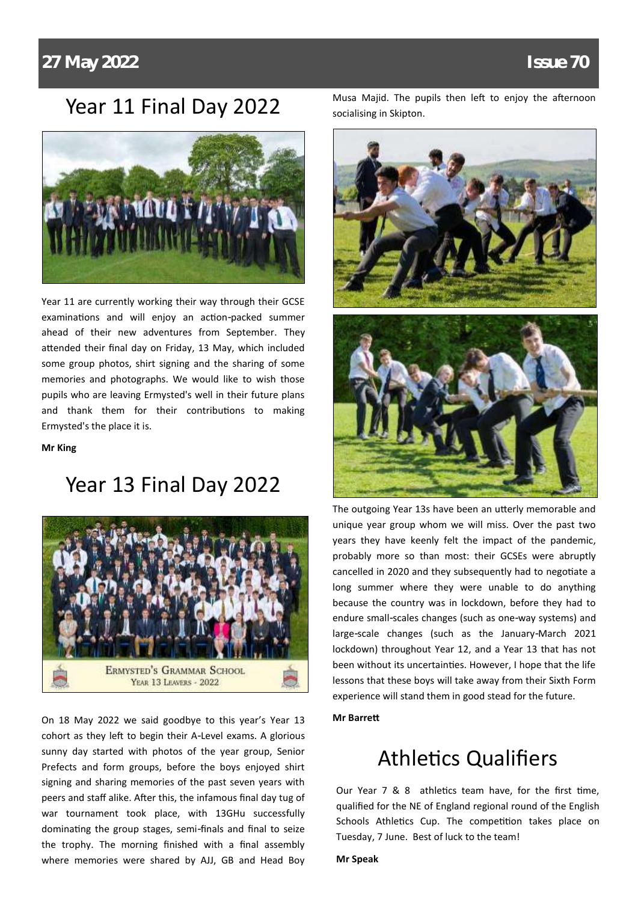## Year 11 Final Day 2022

Year 11 are currently working their way through their GCSE examinations and will enjoy an action-packed summer ahead of their new adventures from September. They attended their final day on Friday, 13 May, which included some group photos, shirt signing and the sharing of some memories and photographs. We would like to wish those pupils who are leaving Ermysted's well in their future plans and thank them for their contributions to making Ermysted's the place it is.

**Mr King**

## Year 13 Final Day 2022

ERMYSTED'S GRAMMAR SCHOOL
YEAR 13 LEAVERS - 2022

On 18 May 2022 we said goodbye to this year's Year 13 cohort as they left to begin their A-Level exams. A glorious sunny day started with photos of the year group, Senior Prefects and form groups, before the boys enjoyed shirt signing and sharing memories of the past seven years with peers and staff alike. After this, the infamous final day tug of war tournament took place, with 13GHu successfully dominating the group stages, semi-finals and final to seize the trophy. The morning finished with a final assembly where memories were shared by AJJ, GB and Head Boy Musa Majid. The pupils then left to enjoy the afternoon socialising in Skipton.

The outgoing Year 13s have been an utterly memorable and unique year group whom we will miss. Over the past two years they have keenly felt the impact of the pandemic, probably more so than most: their GCSEs were abruptly cancelled in 2020 and they subsequently had to negotiate a long summer where they were unable to do anything because the country was in lockdown, before they had to endure small-scales changes (such as one-way systems) and large-scale changes (such as the January-March 2021 lockdown) throughout Year 12, and a Year 13 that has not been without its uncertainties. However, I hope that the life lessons that these boys will take away from their Sixth Form experience will stand them in good stead for the future.

**Mr Barrett**

## Athletics Qualifiers

Our Year 7 & 8 athletics team have, for the first time, qualified for the NE of England regional round of the English Schools Athletics Cup. The competition takes place on Tuesday, 7 June. Best of luck to the team!

**Mr Speak**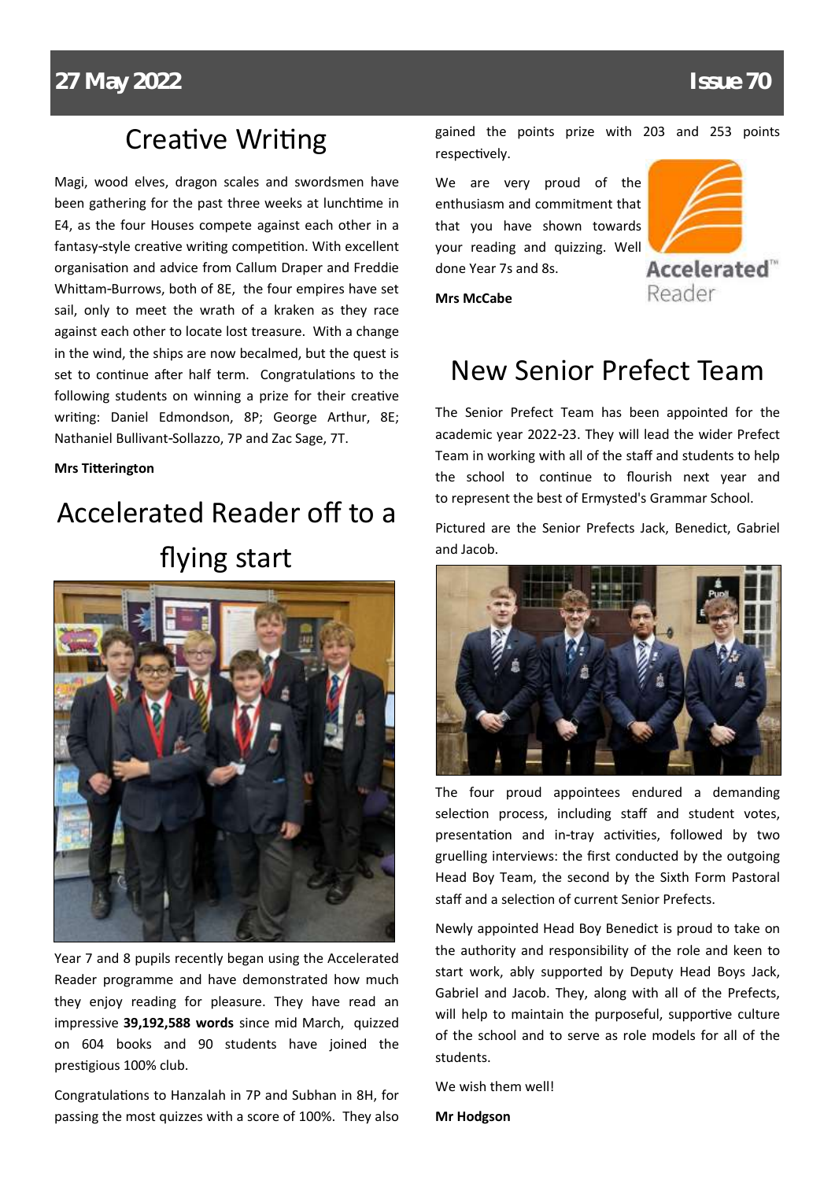## Creative Writing

Magi, wood elves, dragon scales and swordsmen have been gathering for the past three weeks at lunchtime in E4, as the four Houses compete against each other in a fantasy-style creative writing competition. With excellent organisation and advice from Callum Draper and Freddie Whittam-Burrows, both of 8E, the four empires have set sail, only to meet the wrath of a kraken as they race against each other to locate lost treasure. With a change in the wind, the ships are now becalmed, but the quest is set to continue after half term. Congratulations to the following students on winning a prize for their creative writing: Daniel Edmondson, 8P; George Arthur, 8E; Nathaniel Bullivant-Sollazzo, 7P and Zac Sage, 7T.

**Mrs Titterington**

## Accelerated Reader off to a flying start

Year 7 and 8 pupils recently began using the Accelerated Reader programme and have demonstrated how much they enjoy reading for pleasure. They have read an impressive **39,192,588 words** since mid March, quizzed on 604 books and 90 students have joined the prestigious 100% club.

Congratulations to Hanzalah in 7P and Subhan in 8H, for passing the most quizzes with a score of 100%. They also gained the points prize with 203 and 253 points respectively.

We are very proud of the enthusiasm and commitment that that you have shown towards your reading and quizzing. Well done Year 7s and 8s.

**Mrs McCabe**

## New Senior Prefect Team

The Senior Prefect Team has been appointed for the academic year 2022-23. They will lead the wider Prefect Team in working with all of the staff and students to help the school to continue to flourish next year and to represent the best of Ermysted's Grammar School.

Pictured are the Senior Prefects Jack, Benedict, Gabriel and Jacob.

The four proud appointees endured a demanding selection process, including staff and student votes, presentation and in-tray activities, followed by two gruelling interviews: the first conducted by the outgoing Head Boy Team, the second by the Sixth Form Pastoral staff and a selection of current Senior Prefects.

Newly appointed Head Boy Benedict is proud to take on the authority and responsibility of the role and keen to start work, ably supported by Deputy Head Boys Jack, Gabriel and Jacob. They, along with all of the Prefects, will help to maintain the purposeful, supportive culture of the school and to serve as role models for all of the students.

We wish them well!

**Mr Hodgson**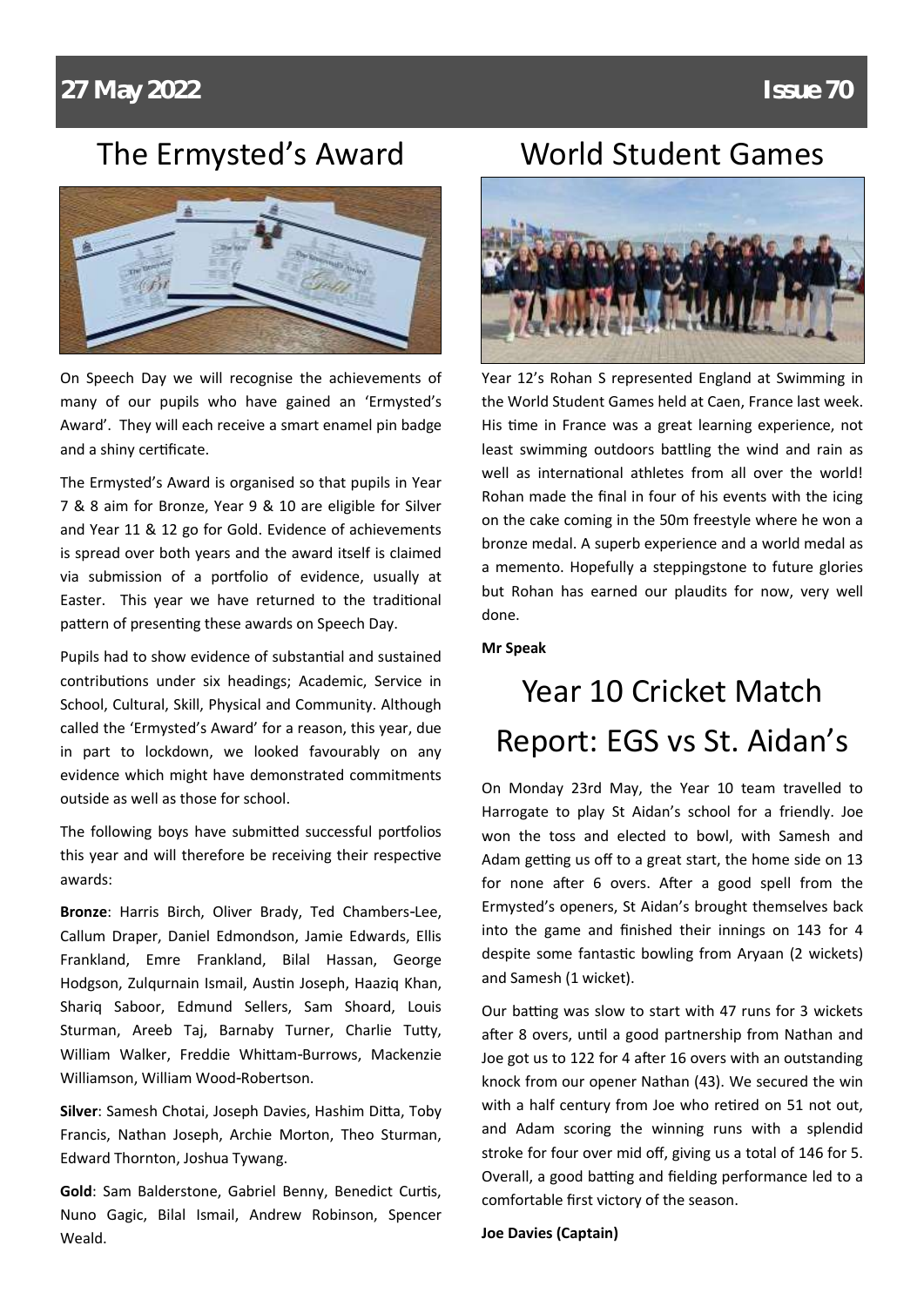## The Ermysted's Award

On Speech Day we will recognise the achievements of many of our pupils who have gained an 'Ermysted's Award'. They will each receive a smart enamel pin badge and a shiny certificate.

The Ermysted's Award is organised so that pupils in Year 7 & 8 aim for Bronze, Year 9 & 10 are eligible for Silver and Year 11 & 12 go for Gold. Evidence of achievements is spread over both years and the award itself is claimed via submission of a portfolio of evidence, usually at Easter. This year we have returned to the traditional pattern of presenting these awards on Speech Day.

Pupils had to show evidence of substantial and sustained contributions under six headings; Academic, Service in School, Cultural, Skill, Physical and Community. Although called the 'Ermysted's Award' for a reason, this year, due in part to lockdown, we looked favourably on any evidence which might have demonstrated commitments outside as well as those for school.

The following boys have submitted successful portfolios this year and will therefore be receiving their respective awards:

**Bronze**: Harris Birch, Oliver Brady, Ted Chambers-Lee, Callum Draper, Daniel Edmondson, Jamie Edwards, Ellis Frankland, Emre Frankland, Bilal Hassan, George Hodgson, Zulqurnain Ismail, Austin Joseph, Haaziq Khan, Shariq Saboor, Edmund Sellers, Sam Shoard, Louis Sturman, Areeb Taj, Barnaby Turner, Charlie Tutty, William Walker, Freddie Whittam-Burrows, Mackenzie Williamson, William Wood-Robertson.

**Silver**: Samesh Chotai, Joseph Davies, Hashim Ditta, Toby Francis, Nathan Joseph, Archie Morton, Theo Sturman, Edward Thornton, Joshua Tywang.

**Gold**: Sam Balderstone, Gabriel Benny, Benedict Curtis, Nuno Gagic, Bilal Ismail, Andrew Robinson, Spencer Weald.

## World Student Games

Year 12's Rohan S represented England at Swimming in the World Student Games held at Caen, France last week. His time in France was a great learning experience, not least swimming outdoors battling the wind and rain as well as international athletes from all over the world! Rohan made the final in four of his events with the icing on the cake coming in the 50m freestyle where he won a bronze medal. A superb experience and a world medal as a memento. Hopefully a steppingstone to future glories but Rohan has earned our plaudits for now, very well done.

**Mr Speak**

## Year 10 Cricket Match Report: EGS vs St. Aidan's

On Monday 23rd May, the Year 10 team travelled to Harrogate to play St Aidan's school for a friendly. Joe won the toss and elected to bowl, with Samesh and Adam getting us off to a great start, the home side on 13 for none after 6 overs. After a good spell from the Ermysted's openers, St Aidan's brought themselves back into the game and finished their innings on 143 for 4 despite some fantastic bowling from Aryaan (2 wickets) and Samesh (1 wicket).

Our batting was slow to start with 47 runs for 3 wickets after 8 overs, until a good partnership from Nathan and Joe got us to 122 for 4 after 16 overs with an outstanding knock from our opener Nathan (43). We secured the win with a half century from Joe who retired on 51 not out, and Adam scoring the winning runs with a splendid stroke for four over mid off, giving us a total of 146 for 5. Overall, a good batting and fielding performance led to a comfortable first victory of the season.

**Joe Davies (Captain)**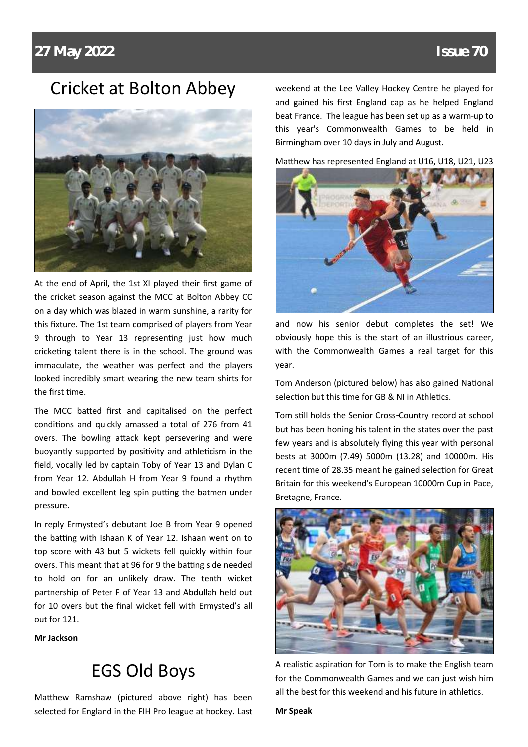# Cricket at Bolton Abbey

At the end of April, the 1st XI played their first game of the cricket season against the MCC at Bolton Abbey CC on a day which was blazed in warm sunshine, a rarity for this fixture. The 1st team comprised of players from Year 9 through to Year 13 representing just how much cricketing talent there is in the school. The ground was immaculate, the weather was perfect and the players looked incredibly smart wearing the new team shirts for the first time.

The MCC batted first and capitalised on the perfect conditions and quickly amassed a total of 276 from 41 overs. The bowling attack kept persevering and were buoyantly supported by positivity and athleticism in the field, vocally led by captain Toby of Year 13 and Dylan C from Year 12. Abdullah H from Year 9 found a rhythm and bowled excellent leg spin putting the batmen under pressure.

In reply Ermysted's debutant Joe B from Year 9 opened the batting with Ishaan K of Year 12. Ishaan went on to top score with 43 but 5 wickets fell quickly within four overs. This meant that at 96 for 9 the batting side needed to hold on for an unlikely draw. The tenth wicket partnership of Peter F of Year 13 and Abdullah held out for 10 overs but the final wicket fell with Ermysted's all out for 121.

**Mr Jackson**

# EGS Old Boys

Matthew Ramshaw (pictured above right) has been selected for England in the FIH Pro league at hockey. Last weekend at the Lee Valley Hockey Centre he played for and gained his first England cap as he helped England beat France. The league has been set up as a warm-up to this year's Commonwealth Games to be held in Birmingham over 10 days in July and August.

Matthew has represented England at U16, U18, U21, U23 and now his senior debut completes the set! We obviously hope this is the start of an illustrious career, with the Commonwealth Games a real target for this year.

Tom Anderson (pictured below) has also gained National selection but this time for GB & NI in Athletics.

Tom still holds the Senior Cross-Country record at school but has been honing his talent in the states over the past few years and is absolutely flying this year with personal bests at 3000m (7.49) 5000m (13.28) and 10000m. His recent time of 28.35 meant he gained selection for Great Britain for this weekend's European 10000m Cup in Pace, Bretagne, France.

A realistic aspiration for Tom is to make the English team for the Commonwealth Games and we can just wish him all the best for this weekend and his future in athletics.

**Mr Speak**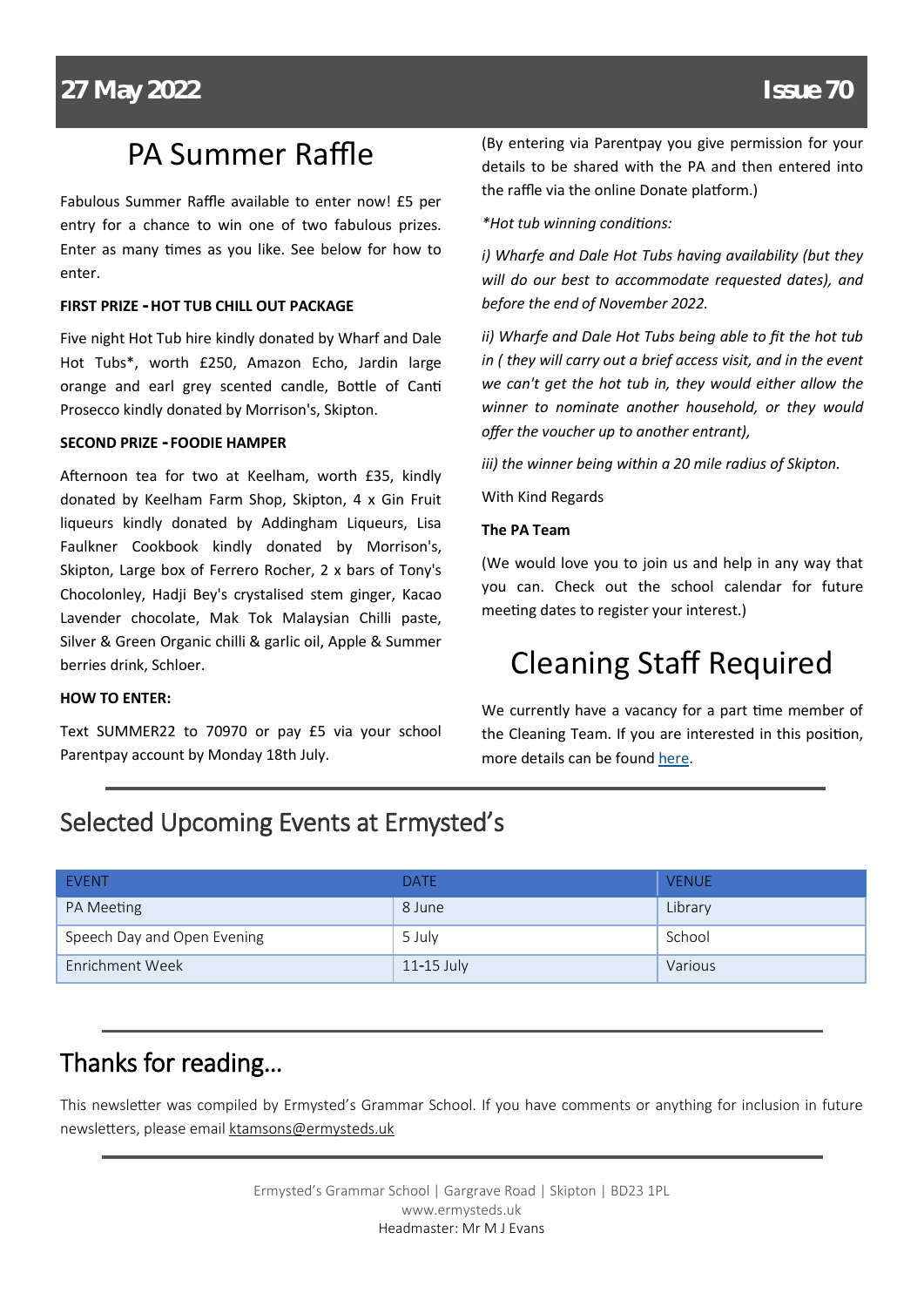# PA Summer Raffle

Fabulous Summer Raffle available to enter now! £5 per entry for a chance to win one of two fabulous prizes. Enter as many times as you like. See below for how to enter.

**FIRST PRIZE - HOT TUB CHILL OUT PACKAGE**

Five night Hot Tub hire kindly donated by Wharf and Dale Hot Tubs*, worth £250, Amazon Echo, Jardin large orange and earl grey scented candle, Bottle of Canti Prosecco kindly donated by Morrison's, Skipton.

**SECOND PRIZE - FOODIE HAMPER**

Afternoon tea for two at Keelham, worth £35, kindly donated by Keelham Farm Shop, Skipton, 4 x Gin Fruit liqueurs kindly donated by Addingham Liqueurs, Lisa Faulkner Cookbook kindly donated by Morrison's, Skipton, Large box of Ferrero Rocher, 2 x bars of Tony's Chocolonley, Hadji Bey's crystalised stem ginger, Kacao Lavender chocolate, Mak Tok Malaysian Chilli paste, Silver & Green Organic chilli & garlic oil, Apple & Summer berries drink, Schloer.

**HOW TO ENTER:**

Text SUMMER22 to 70970 or pay £5 via your school Parentpay account by Monday 18th July.

(By entering via Parentpay you give permission for your details to be shared with the PA and then entered into the raffle via the online Donate platform.)

*\*Hot tub winning conditions:*

*i) Wharfe and Dale Hot Tubs having availability (but they will do our best to accommodate requested dates), and before the end of November 2022.*

*ii) Wharfe and Dale Hot Tubs being able to fit the hot tub in ( they will carry out a brief access visit, and in the event we can't get the hot tub in, they would either allow the winner to nominate another household, or they would offer the voucher up to another entrant),*

*iii) the winner being within a 20 mile radius of Skipton.*

With Kind Regards

**The PA Team**

(We would love you to join us and help in any way that you can. Check out the school calendar for future meeting dates to register your interest.)

# Cleaning Staff Required

We currently have a vacancy for a part time member of the Cleaning Team. If you are interested in this position, more details can be found here.

## Selected Upcoming Events at Ermysted's

| EVENT | DATE | VENUE |
| --- | --- | --- |
| PA Meeting | 8 June | Library |
| Speech Day and Open Evening | 5 July | School |
| Enrichment Week | 11-15 July | Various |

## Thanks for reading...

This newsletter was compiled by Ermysted's Grammar School. If you have comments or anything for inclusion in future newsletters, please email ktamsons@ermysteds.uk

Ermysted's Grammar School | Gargrave Road | Skipton | BD23 1PL
www.ermysteds.uk
Headmaster: Mr M J Evans